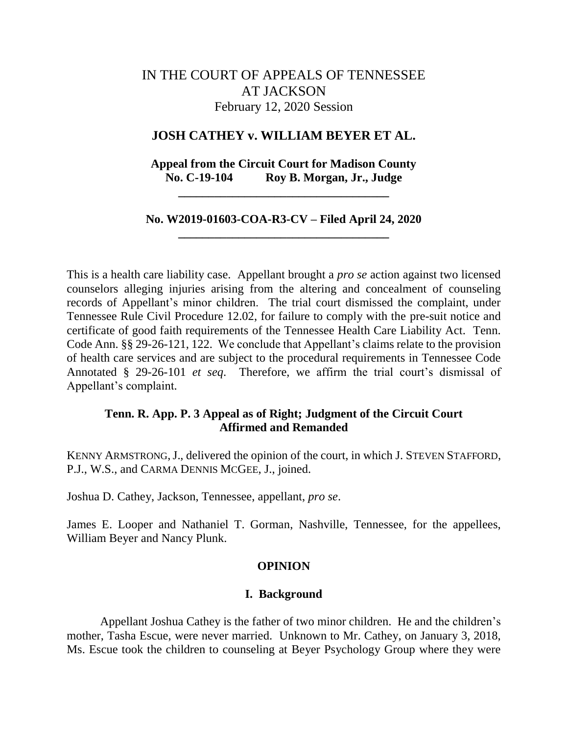IN THE COURT OF APPEALS OF TENNESSEE
AT JACKSON
February 12, 2020 Session

**JOSH CATHEY v. WILLIAM BEYER ET AL.**

**Appeal from the Circuit Court for Madison County**
**No. C-19-104 Roy B. Morgan, Jr., Judge**

---

**No. W2019-01603-COA-R3-CV – Filed April 24, 2020**

---

This is a health care liability case. Appellant brought a *pro se* action against two licensed counselors alleging injuries arising from the altering and concealment of counseling records of Appellant's minor children. The trial court dismissed the complaint, under Tennessee Rule Civil Procedure 12.02, for failure to comply with the pre-suit notice and certificate of good faith requirements of the Tennessee Health Care Liability Act. Tenn. Code Ann. §§ 29-26-121, 122. We conclude that Appellant's claims relate to the provision of health care services and are subject to the procedural requirements in Tennessee Code Annotated § 29-26-101 *et seq*. Therefore, we affirm the trial court's dismissal of Appellant's complaint.

**Tenn. R. App. P. 3 Appeal as of Right; Judgment of the Circuit Court Affirmed and Remanded**

KENNY ARMSTRONG, J., delivered the opinion of the court, in which J. STEVEN STAFFORD, P.J., W.S., and CARMA DENNIS MCGEE, J., joined.

Joshua D. Cathey, Jackson, Tennessee, appellant, *pro se*.

James E. Looper and Nathaniel T. Gorman, Nashville, Tennessee, for the appellees, William Beyer and Nancy Plunk.

**OPINION**

**I. Background**

Appellant Joshua Cathey is the father of two minor children. He and the children's mother, Tasha Escue, were never married. Unknown to Mr. Cathey, on January 3, 2018, Ms. Escue took the children to counseling at Beyer Psychology Group where they were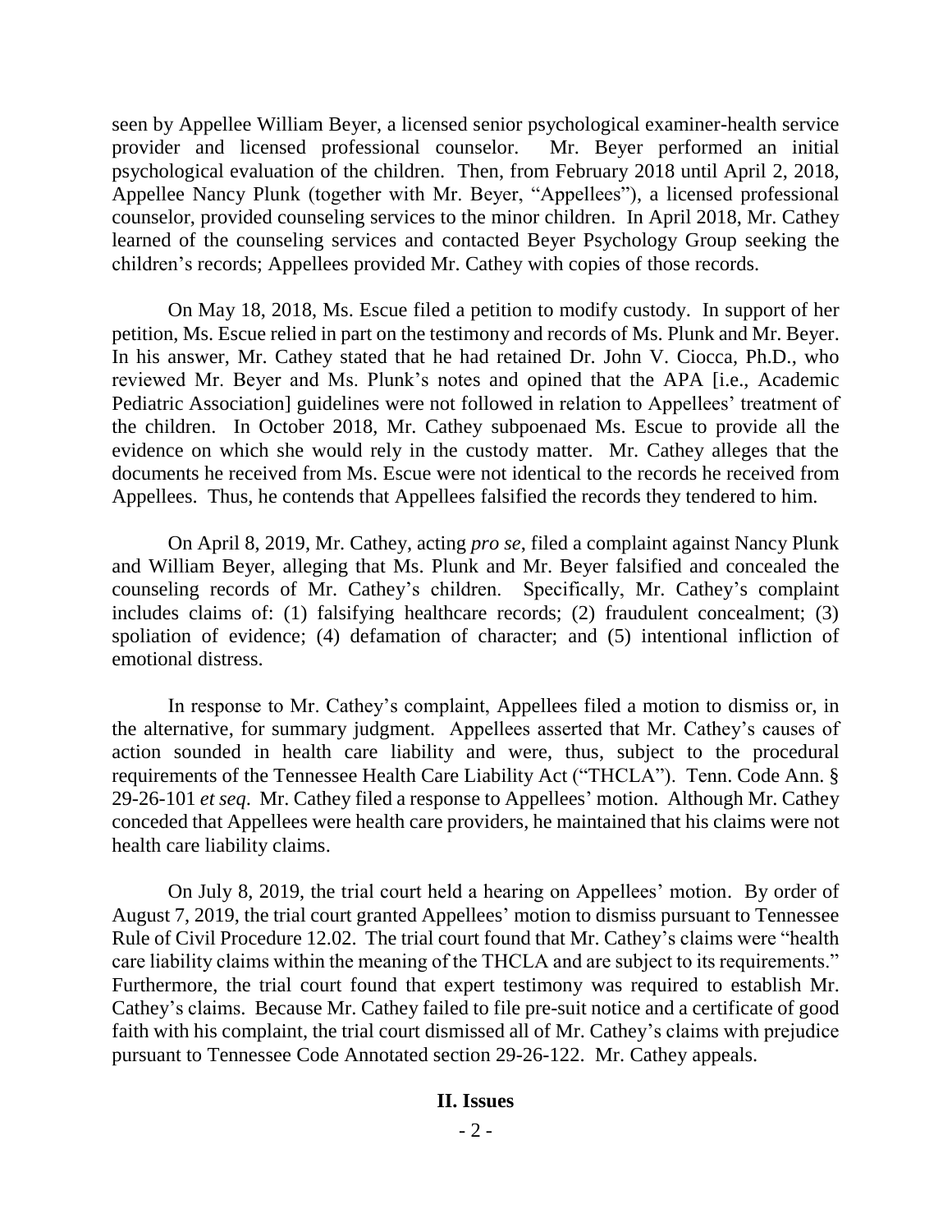seen by Appellee William Beyer, a licensed senior psychological examiner-health service provider and licensed professional counselor. Mr. Beyer performed an initial psychological evaluation of the children. Then, from February 2018 until April 2, 2018, Appellee Nancy Plunk (together with Mr. Beyer, "Appellees"), a licensed professional counselor, provided counseling services to the minor children. In April 2018, Mr. Cathey learned of the counseling services and contacted Beyer Psychology Group seeking the children's records; Appellees provided Mr. Cathey with copies of those records.

On May 18, 2018, Ms. Escue filed a petition to modify custody. In support of her petition, Ms. Escue relied in part on the testimony and records of Ms. Plunk and Mr. Beyer. In his answer, Mr. Cathey stated that he had retained Dr. John V. Ciocca, Ph.D., who reviewed Mr. Beyer and Ms. Plunk's notes and opined that the APA [i.e., Academic Pediatric Association] guidelines were not followed in relation to Appellees' treatment of the children. In October 2018, Mr. Cathey subpoenaed Ms. Escue to provide all the evidence on which she would rely in the custody matter. Mr. Cathey alleges that the documents he received from Ms. Escue were not identical to the records he received from Appellees. Thus, he contends that Appellees falsified the records they tendered to him.

On April 8, 2019, Mr. Cathey, acting *pro se*, filed a complaint against Nancy Plunk and William Beyer, alleging that Ms. Plunk and Mr. Beyer falsified and concealed the counseling records of Mr. Cathey's children. Specifically, Mr. Cathey's complaint includes claims of: (1) falsifying healthcare records; (2) fraudulent concealment; (3) spoliation of evidence; (4) defamation of character; and (5) intentional infliction of emotional distress.

In response to Mr. Cathey's complaint, Appellees filed a motion to dismiss or, in the alternative, for summary judgment. Appellees asserted that Mr. Cathey's causes of action sounded in health care liability and were, thus, subject to the procedural requirements of the Tennessee Health Care Liability Act ("THCLA"). Tenn. Code Ann. § 29-26-101 *et seq*. Mr. Cathey filed a response to Appellees' motion. Although Mr. Cathey conceded that Appellees were health care providers, he maintained that his claims were not health care liability claims.

On July 8, 2019, the trial court held a hearing on Appellees' motion. By order of August 7, 2019, the trial court granted Appellees' motion to dismiss pursuant to Tennessee Rule of Civil Procedure 12.02. The trial court found that Mr. Cathey's claims were "health care liability claims within the meaning of the THCLA and are subject to its requirements." Furthermore, the trial court found that expert testimony was required to establish Mr. Cathey's claims. Because Mr. Cathey failed to file pre-suit notice and a certificate of good faith with his complaint, the trial court dismissed all of Mr. Cathey's claims with prejudice pursuant to Tennessee Code Annotated section 29-26-122. Mr. Cathey appeals.

## II. Issues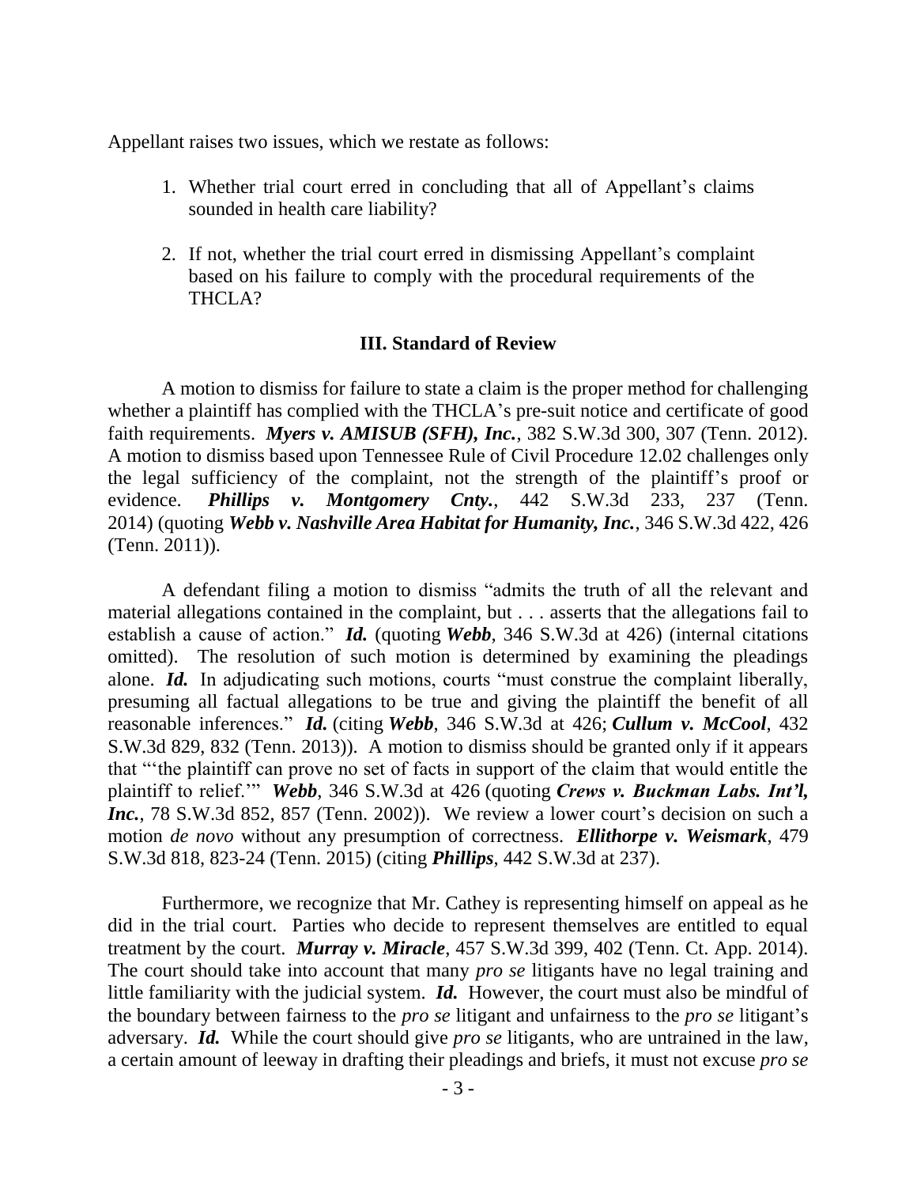Appellant raises two issues, which we restate as follows:

1. Whether trial court erred in concluding that all of Appellant's claims sounded in health care liability?
2. If not, whether the trial court erred in dismissing Appellant's complaint based on his failure to comply with the procedural requirements of the THCLA?

### III. Standard of Review

A motion to dismiss for failure to state a claim is the proper method for challenging whether a plaintiff has complied with the THCLA's pre-suit notice and certificate of good faith requirements. ***Myers v. AMISUB (SFH), Inc.***, 382 S.W.3d 300, 307 (Tenn. 2012). A motion to dismiss based upon Tennessee Rule of Civil Procedure 12.02 challenges only the legal sufficiency of the complaint, not the strength of the plaintiff's proof or evidence. ***Phillips v. Montgomery Cnty.***, 442 S.W.3d 233, 237 (Tenn. 2014) (quoting ***Webb v. Nashville Area Habitat for Humanity, Inc.***, 346 S.W.3d 422, 426 (Tenn. 2011)).

A defendant filing a motion to dismiss "admits the truth of all the relevant and material allegations contained in the complaint, but . . . asserts that the allegations fail to establish a cause of action." ***Id.*** (quoting ***Webb***, 346 S.W.3d at 426) (internal citations omitted). The resolution of such motion is determined by examining the pleadings alone. ***Id.*** In adjudicating such motions, courts "must construe the complaint liberally, presuming all factual allegations to be true and giving the plaintiff the benefit of all reasonable inferences." ***Id.*** (citing ***Webb***, 346 S.W.3d at 426; ***Cullum v. McCool***, 432 S.W.3d 829, 832 (Tenn. 2013)). A motion to dismiss should be granted only if it appears that "'the plaintiff can prove no set of facts in support of the claim that would entitle the plaintiff to relief.'" ***Webb***, 346 S.W.3d at 426 (quoting ***Crews v. Buckman Labs. Int'l, Inc.***, 78 S.W.3d 852, 857 (Tenn. 2002)). We review a lower court's decision on such a motion *de novo* without any presumption of correctness. ***Ellithorpe v. Weismark***, 479 S.W.3d 818, 823-24 (Tenn. 2015) (citing ***Phillips***, 442 S.W.3d at 237).

Furthermore, we recognize that Mr. Cathey is representing himself on appeal as he did in the trial court. Parties who decide to represent themselves are entitled to equal treatment by the court. ***Murray v. Miracle***, 457 S.W.3d 399, 402 (Tenn. Ct. App. 2014). The court should take into account that many *pro se* litigants have no legal training and little familiarity with the judicial system. ***Id.*** However, the court must also be mindful of the boundary between fairness to the *pro se* litigant and unfairness to the *pro se* litigant's adversary. ***Id.*** While the court should give *pro se* litigants, who are untrained in the law, a certain amount of leeway in drafting their pleadings and briefs, it must not excuse *pro se*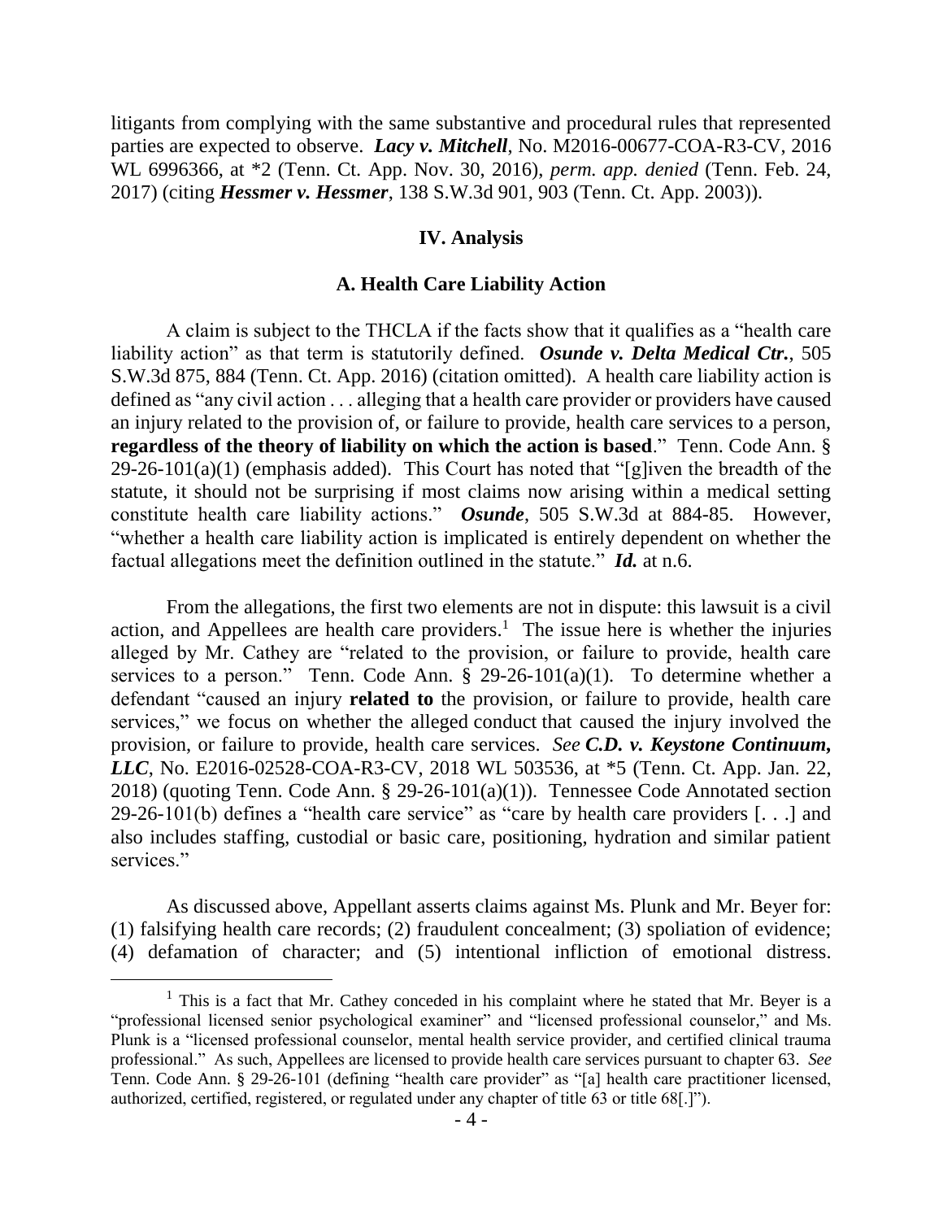litigants from complying with the same substantive and procedural rules that represented parties are expected to observe. ***Lacy v. Mitchell***, No. M2016-00677-COA-R3-CV, 2016 WL 6996366, at *2 (Tenn. Ct. App. Nov. 30, 2016), *perm. app. denied* (Tenn. Feb. 24, 2017) (citing ***Hessmer v. Hessmer***, 138 S.W.3d 901, 903 (Tenn. Ct. App. 2003)).

## IV. Analysis

### A. Health Care Liability Action

A claim is subject to the THCLA if the facts show that it qualifies as a "health care liability action" as that term is statutorily defined. ***Osunde v. Delta Medical Ctr.***, 505 S.W.3d 875, 884 (Tenn. Ct. App. 2016) (citation omitted). A health care liability action is defined as "any civil action . . . alleging that a health care provider or providers have caused an injury related to the provision of, or failure to provide, health care services to a person, **regardless of the theory of liability on which the action is based**." Tenn. Code Ann. § 29-26-101(a)(1) (emphasis added). This Court has noted that "[g]iven the breadth of the statute, it should not be surprising if most claims now arising within a medical setting constitute health care liability actions." ***Osunde***, 505 S.W.3d at 884-85. However, "whether a health care liability action is implicated is entirely dependent on whether the factual allegations meet the definition outlined in the statute." ***Id.*** at n.6.

From the allegations, the first two elements are not in dispute: this lawsuit is a civil action, and Appellees are health care providers.[1] The issue here is whether the injuries alleged by Mr. Cathey are "related to the provision, or failure to provide, health care services to a person." Tenn. Code Ann. § 29-26-101(a)(1). To determine whether a defendant "caused an injury **related to** the provision, or failure to provide, health care services," we focus on whether the alleged conduct that caused the injury involved the provision, or failure to provide, health care services. *See* ***C.D. v. Keystone Continuum, LLC***, No. E2016-02528-COA-R3-CV, 2018 WL 503536, at *5 (Tenn. Ct. App. Jan. 22, 2018) (quoting Tenn. Code Ann. § 29-26-101(a)(1)). Tennessee Code Annotated section 29-26-101(b) defines a "health care service" as "care by health care providers [. . .] and also includes staffing, custodial or basic care, positioning, hydration and similar patient services."

As discussed above, Appellant asserts claims against Ms. Plunk and Mr. Beyer for: (1) falsifying health care records; (2) fraudulent concealment; (3) spoliation of evidence; (4) defamation of character; and (5) intentional infliction of emotional distress.

---

[1] This is a fact that Mr. Cathey conceded in his complaint where he stated that Mr. Beyer is a "professional licensed senior psychological examiner" and "licensed professional counselor," and Ms. Plunk is a "licensed professional counselor, mental health service provider, and certified clinical trauma professional." As such, Appellees are licensed to provide health care services pursuant to chapter 63. *See* Tenn. Code Ann. § 29-26-101 (defining "health care provider" as "[a] health care practitioner licensed, authorized, certified, registered, or regulated under any chapter of title 63 or title 68[.]").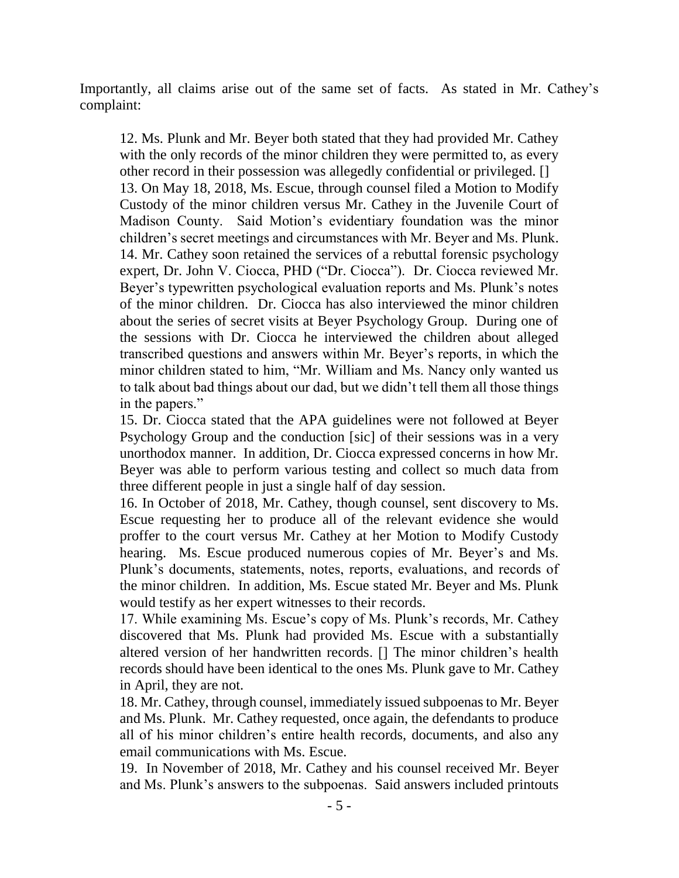Importantly, all claims arise out of the same set of facts. As stated in Mr. Cathey's complaint:

> 12. Ms. Plunk and Mr. Beyer both stated that they had provided Mr. Cathey with the only records of the minor children they were permitted to, as every other record in their possession was allegedly confidential or privileged. []
>
> 13. On May 18, 2018, Ms. Escue, through counsel filed a Motion to Modify Custody of the minor children versus Mr. Cathey in the Juvenile Court of Madison County. Said Motion's evidentiary foundation was the minor children's secret meetings and circumstances with Mr. Beyer and Ms. Plunk.
>
> 14. Mr. Cathey soon retained the services of a rebuttal forensic psychology expert, Dr. John V. Ciocca, PHD ("Dr. Ciocca"). Dr. Ciocca reviewed Mr. Beyer's typewritten psychological evaluation reports and Ms. Plunk's notes of the minor children. Dr. Ciocca has also interviewed the minor children about the series of secret visits at Beyer Psychology Group. During one of the sessions with Dr. Ciocca he interviewed the children about alleged transcribed questions and answers within Mr. Beyer's reports, in which the minor children stated to him, "Mr. William and Ms. Nancy only wanted us to talk about bad things about our dad, but we didn't tell them all those things in the papers."
>
> 15. Dr. Ciocca stated that the APA guidelines were not followed at Beyer Psychology Group and the conduction [sic] of their sessions was in a very unorthodox manner. In addition, Dr. Ciocca expressed concerns in how Mr. Beyer was able to perform various testing and collect so much data from three different people in just a single half of day session.
>
> 16. In October of 2018, Mr. Cathey, though counsel, sent discovery to Ms. Escue requesting her to produce all of the relevant evidence she would proffer to the court versus Mr. Cathey at her Motion to Modify Custody hearing. Ms. Escue produced numerous copies of Mr. Beyer's and Ms. Plunk's documents, statements, notes, reports, evaluations, and records of the minor children. In addition, Ms. Escue stated Mr. Beyer and Ms. Plunk would testify as her expert witnesses to their records.
>
> 17. While examining Ms. Escue's copy of Ms. Plunk's records, Mr. Cathey discovered that Ms. Plunk had provided Ms. Escue with a substantially altered version of her handwritten records. [] The minor children's health records should have been identical to the ones Ms. Plunk gave to Mr. Cathey in April, they are not.
>
> 18. Mr. Cathey, through counsel, immediately issued subpoenas to Mr. Beyer and Ms. Plunk. Mr. Cathey requested, once again, the defendants to produce all of his minor children's entire health records, documents, and also any email communications with Ms. Escue.
>
> 19. In November of 2018, Mr. Cathey and his counsel received Mr. Beyer and Ms. Plunk's answers to the subpoenas. Said answers included printouts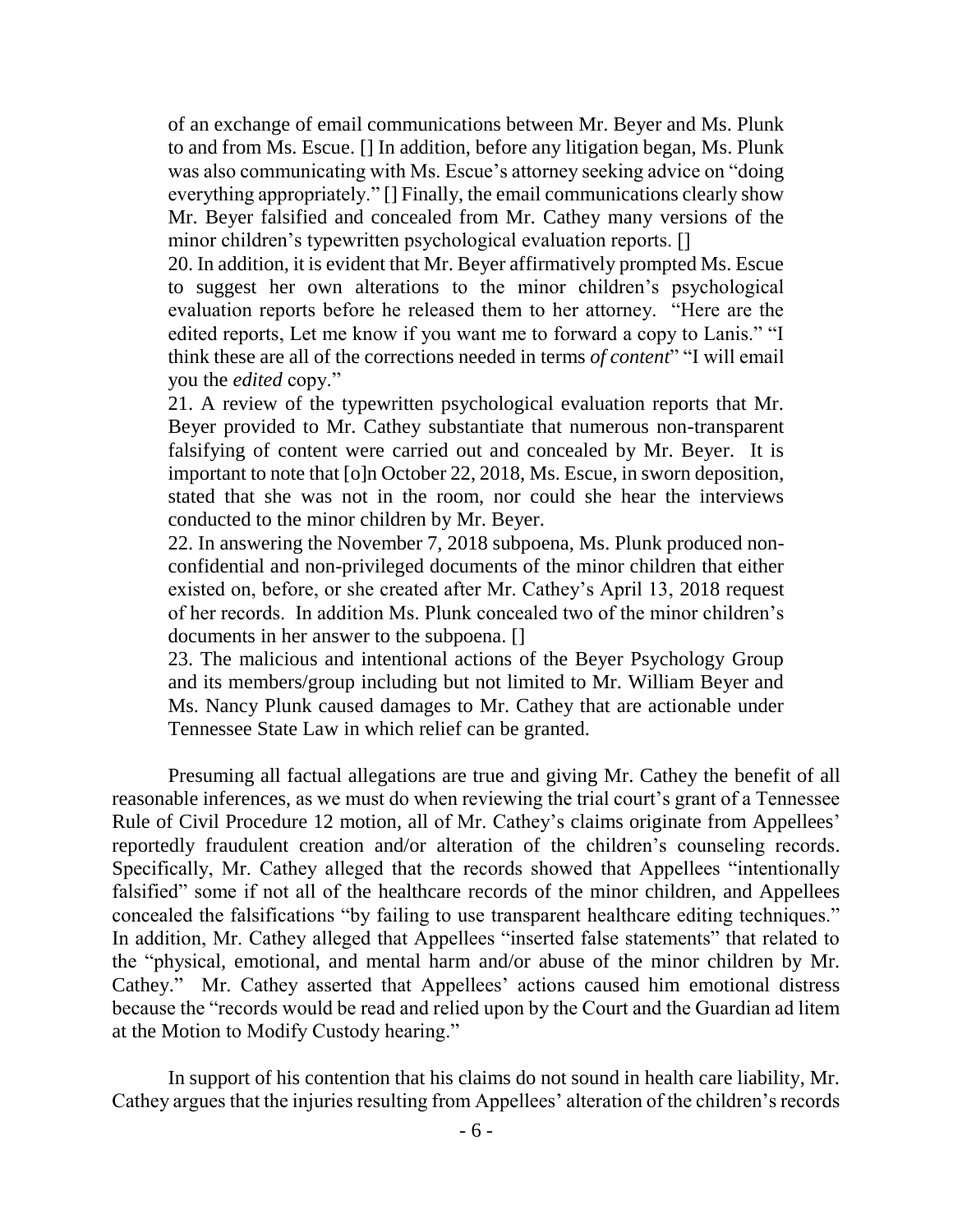> of an exchange of email communications between Mr. Beyer and Ms. Plunk to and from Ms. Escue. [] In addition, before any litigation began, Ms. Plunk was also communicating with Ms. Escue's attorney seeking advice on "doing everything appropriately." [] Finally, the email communications clearly show Mr. Beyer falsified and concealed from Mr. Cathey many versions of the minor children's typewritten psychological evaluation reports. []
>
> 20. In addition, it is evident that Mr. Beyer affirmatively prompted Ms. Escue to suggest her own alterations to the minor children's psychological evaluation reports before he released them to her attorney. "Here are the edited reports, Let me know if you want me to forward a copy to Lanis." "I think these are all of the corrections needed in terms *of content*" "I will email you the *edited* copy."
>
> 21. A review of the typewritten psychological evaluation reports that Mr. Beyer provided to Mr. Cathey substantiate that numerous non-transparent falsifying of content were carried out and concealed by Mr. Beyer. It is important to note that [o]n October 22, 2018, Ms. Escue, in sworn deposition, stated that she was not in the room, nor could she hear the interviews conducted to the minor children by Mr. Beyer.
>
> 22. In answering the November 7, 2018 subpoena, Ms. Plunk produced non-confidential and non-privileged documents of the minor children that either existed on, before, or she created after Mr. Cathey's April 13, 2018 request of her records. In addition Ms. Plunk concealed two of the minor children's documents in her answer to the subpoena. []
>
> 23. The malicious and intentional actions of the Beyer Psychology Group and its members/group including but not limited to Mr. William Beyer and Ms. Nancy Plunk caused damages to Mr. Cathey that are actionable under Tennessee State Law in which relief can be granted.

Presuming all factual allegations are true and giving Mr. Cathey the benefit of all reasonable inferences, as we must do when reviewing the trial court's grant of a Tennessee Rule of Civil Procedure 12 motion, all of Mr. Cathey's claims originate from Appellees' reportedly fraudulent creation and/or alteration of the children's counseling records. Specifically, Mr. Cathey alleged that the records showed that Appellees "intentionally falsified" some if not all of the healthcare records of the minor children, and Appellees concealed the falsifications "by failing to use transparent healthcare editing techniques." In addition, Mr. Cathey alleged that Appellees "inserted false statements" that related to the "physical, emotional, and mental harm and/or abuse of the minor children by Mr. Cathey." Mr. Cathey asserted that Appellees' actions caused him emotional distress because the "records would be read and relied upon by the Court and the Guardian ad litem at the Motion to Modify Custody hearing."

In support of his contention that his claims do not sound in health care liability, Mr. Cathey argues that the injuries resulting from Appellees' alteration of the children's records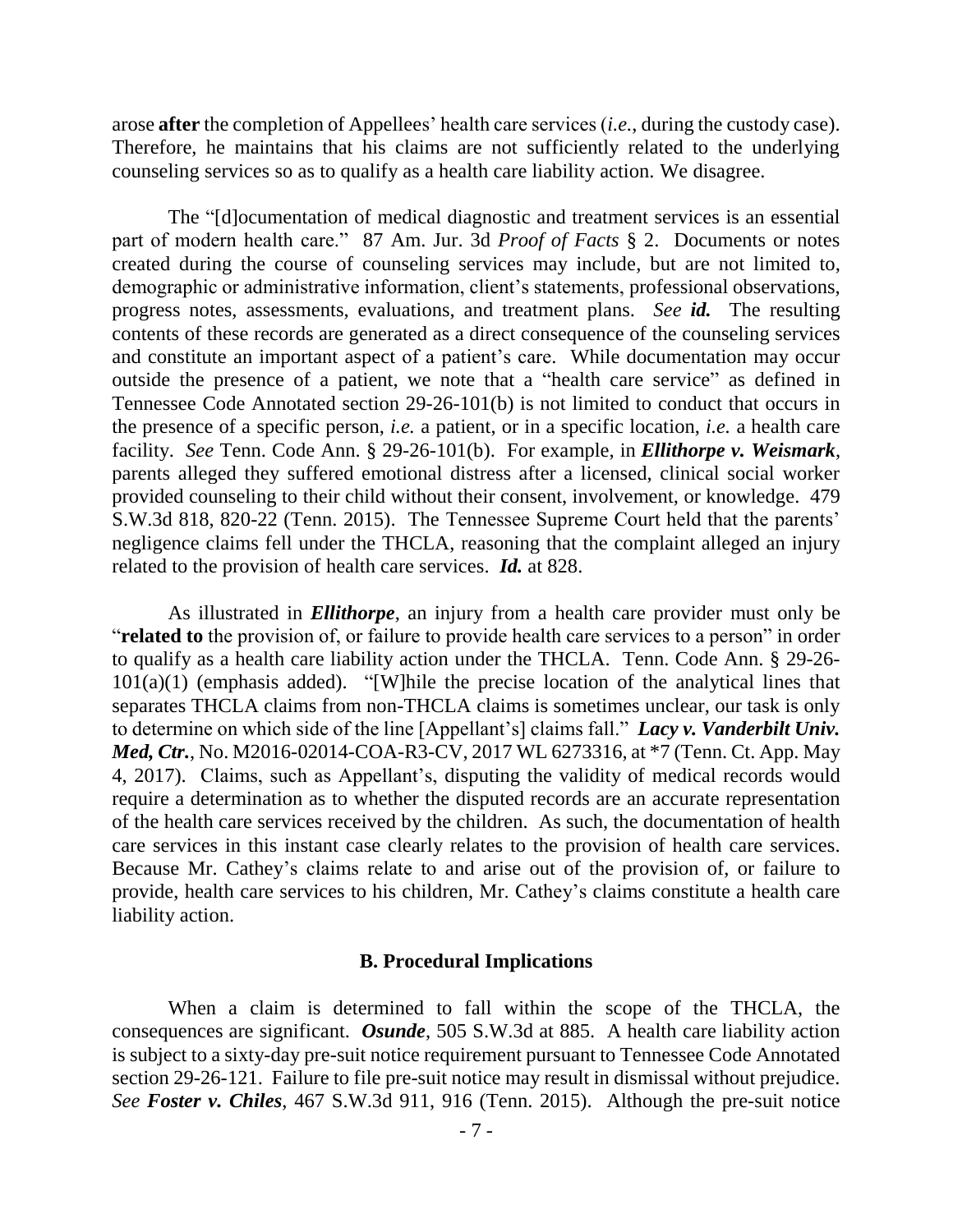arose **after** the completion of Appellees' health care services (*i.e.*, during the custody case). Therefore, he maintains that his claims are not sufficiently related to the underlying counseling services so as to qualify as a health care liability action. We disagree.

The "[d]ocumentation of medical diagnostic and treatment services is an essential part of modern health care." 87 Am. Jur. 3d *Proof of Facts* § 2. Documents or notes created during the course of counseling services may include, but are not limited to, demographic or administrative information, client's statements, professional observations, progress notes, assessments, evaluations, and treatment plans. *See* ***id.*** The resulting contents of these records are generated as a direct consequence of the counseling services and constitute an important aspect of a patient's care. While documentation may occur outside the presence of a patient, we note that a "health care service" as defined in Tennessee Code Annotated section 29-26-101(b) is not limited to conduct that occurs in the presence of a specific person, *i.e.* a patient, or in a specific location, *i.e.* a health care facility. *See* Tenn. Code Ann. § 29-26-101(b). For example, in ***Ellithorpe v. Weismark***, parents alleged they suffered emotional distress after a licensed, clinical social worker provided counseling to their child without their consent, involvement, or knowledge. 479 S.W.3d 818, 820-22 (Tenn. 2015). The Tennessee Supreme Court held that the parents' negligence claims fell under the THCLA, reasoning that the complaint alleged an injury related to the provision of health care services. ***Id.*** at 828.

As illustrated in ***Ellithorpe***, an injury from a health care provider must only be "**related to** the provision of, or failure to provide health care services to a person" in order to qualify as a health care liability action under the THCLA. Tenn. Code Ann. § 29-26-101(a)(1) (emphasis added). "[W]hile the precise location of the analytical lines that separates THCLA claims from non-THCLA claims is sometimes unclear, our task is only to determine on which side of the line [Appellant's] claims fall." ***Lacy v. Vanderbilt Univ. Med, Ctr.***, No. M2016-02014-COA-R3-CV, 2017 WL 6273316, at \*7 (Tenn. Ct. App. May 4, 2017). Claims, such as Appellant's, disputing the validity of medical records would require a determination as to whether the disputed records are an accurate representation of the health care services received by the children. As such, the documentation of health care services in this instant case clearly relates to the provision of health care services. Because Mr. Cathey's claims relate to and arise out of the provision of, or failure to provide, health care services to his children, Mr. Cathey's claims constitute a health care liability action.

### B. Procedural Implications

When a claim is determined to fall within the scope of the THCLA, the consequences are significant. ***Osunde***, 505 S.W.3d at 885. A health care liability action is subject to a sixty-day pre-suit notice requirement pursuant to Tennessee Code Annotated section 29-26-121. Failure to file pre-suit notice may result in dismissal without prejudice. *See* ***Foster v. Chiles***, 467 S.W.3d 911, 916 (Tenn. 2015). Although the pre-suit notice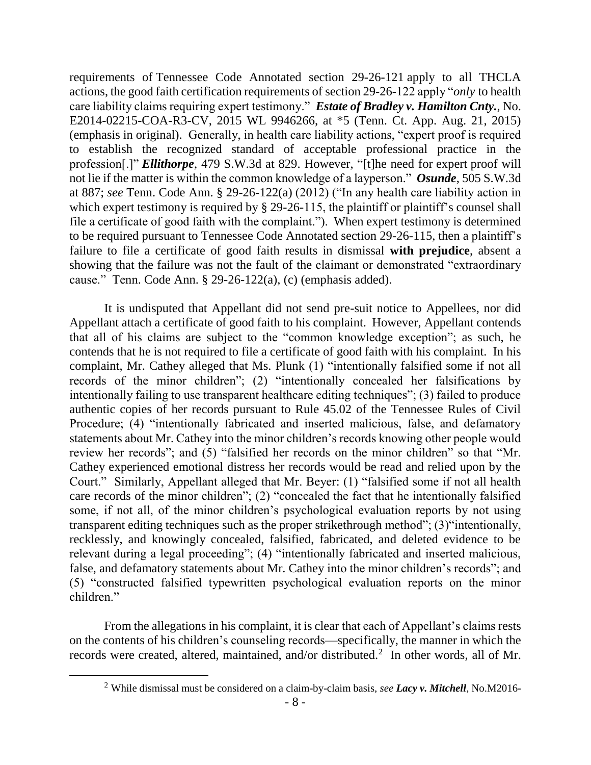requirements of Tennessee Code Annotated section 29-26-121 apply to all THCLA actions, the good faith certification requirements of section 29-26-122 apply "*only* to health care liability claims requiring expert testimony." ***Estate of Bradley v. Hamilton Cnty.***, No. E2014-02215-COA-R3-CV, 2015 WL 9946266, at *5 (Tenn. Ct. App. Aug. 21, 2015) (emphasis in original). Generally, in health care liability actions, "expert proof is required to establish the recognized standard of acceptable professional practice in the profession[.]" ***Ellithorpe***, 479 S.W.3d at 829. However, "[t]he need for expert proof will not lie if the matter is within the common knowledge of a layperson." ***Osunde***, 505 S.W.3d at 887; *see* Tenn. Code Ann. § 29-26-122(a) (2012) ("In any health care liability action in which expert testimony is required by § 29-26-115, the plaintiff or plaintiff's counsel shall file a certificate of good faith with the complaint."). When expert testimony is determined to be required pursuant to Tennessee Code Annotated section 29-26-115, then a plaintiff's failure to file a certificate of good faith results in dismissal **with prejudice**, absent a showing that the failure was not the fault of the claimant or demonstrated "extraordinary cause." Tenn. Code Ann. § 29-26-122(a), (c) (emphasis added).

It is undisputed that Appellant did not send pre-suit notice to Appellees, nor did Appellant attach a certificate of good faith to his complaint. However, Appellant contends that all of his claims are subject to the "common knowledge exception"; as such, he contends that he is not required to file a certificate of good faith with his complaint. In his complaint, Mr. Cathey alleged that Ms. Plunk (1) "intentionally falsified some if not all records of the minor children"; (2) "intentionally concealed her falsifications by intentionally failing to use transparent healthcare editing techniques"; (3) failed to produce authentic copies of her records pursuant to Rule 45.02 of the Tennessee Rules of Civil Procedure; (4) "intentionally fabricated and inserted malicious, false, and defamatory statements about Mr. Cathey into the minor children's records knowing other people would review her records"; and (5) "falsified her records on the minor children" so that "Mr. Cathey experienced emotional distress her records would be read and relied upon by the Court." Similarly, Appellant alleged that Mr. Beyer: (1) "falsified some if not all health care records of the minor children"; (2) "concealed the fact that he intentionally falsified some, if not all, of the minor children's psychological evaluation reports by not using transparent editing techniques such as the proper ~~strikethrough~~ method"; (3)"intentionally, recklessly, and knowingly concealed, falsified, fabricated, and deleted evidence to be relevant during a legal proceeding"; (4) "intentionally fabricated and inserted malicious, false, and defamatory statements about Mr. Cathey into the minor children's records"; and (5) "constructed falsified typewritten psychological evaluation reports on the minor children."

From the allegations in his complaint, it is clear that each of Appellant's claims rests on the contents of his children's counseling records—specifically, the manner in which the records were created, altered, maintained, and/or distributed.[2] In other words, all of Mr.

[2] While dismissal must be considered on a claim-by-claim basis, *see* ***Lacy v. Mitchell***, No.M2016-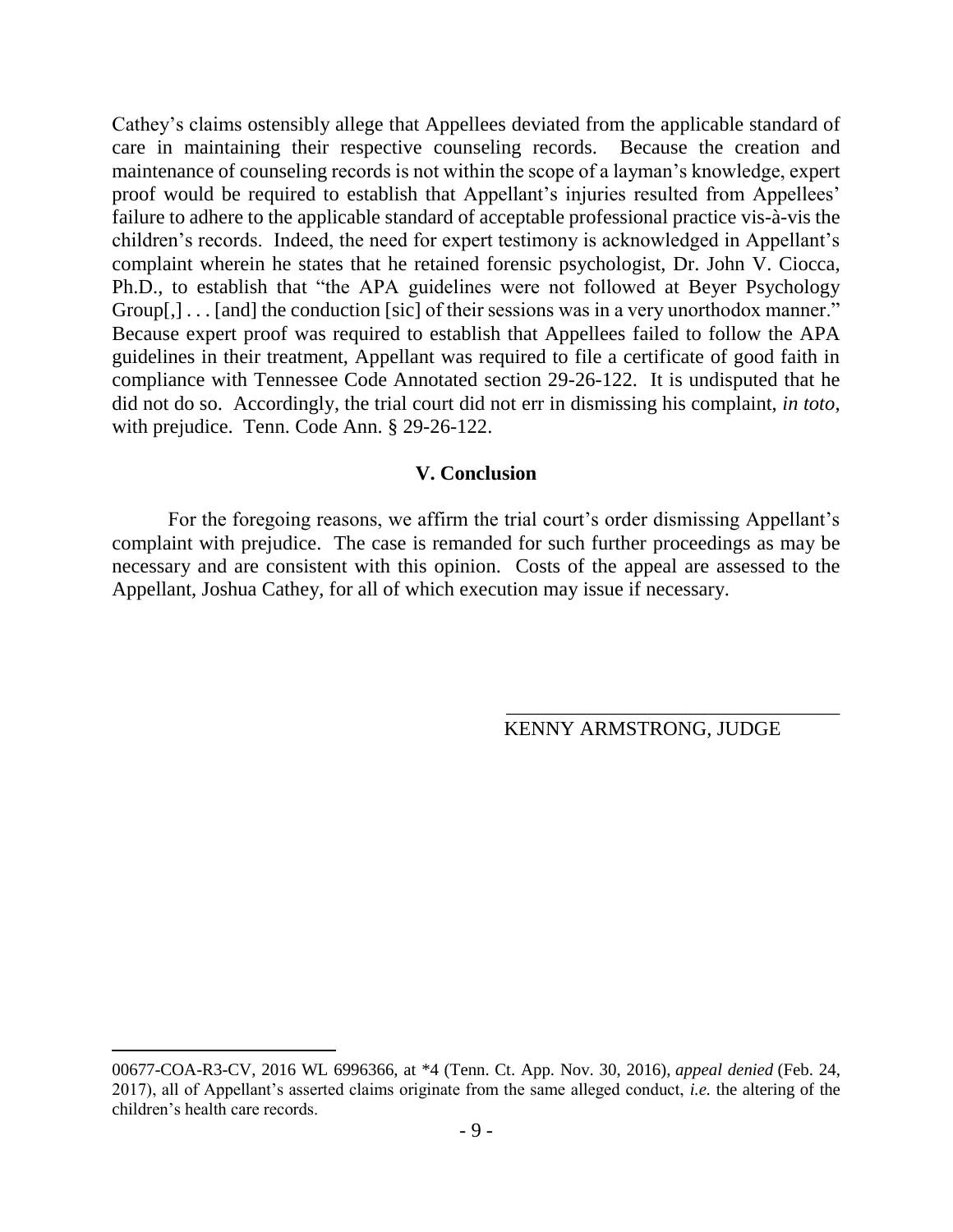Cathey's claims ostensibly allege that Appellees deviated from the applicable standard of care in maintaining their respective counseling records. Because the creation and maintenance of counseling records is not within the scope of a layman's knowledge, expert proof would be required to establish that Appellant's injuries resulted from Appellees' failure to adhere to the applicable standard of acceptable professional practice vis-à-vis the children's records. Indeed, the need for expert testimony is acknowledged in Appellant's complaint wherein he states that he retained forensic psychologist, Dr. John V. Ciocca, Ph.D., to establish that "the APA guidelines were not followed at Beyer Psychology Group[,] . . . [and] the conduction [sic] of their sessions was in a very unorthodox manner." Because expert proof was required to establish that Appellees failed to follow the APA guidelines in their treatment, Appellant was required to file a certificate of good faith in compliance with Tennessee Code Annotated section 29-26-122. It is undisputed that he did not do so. Accordingly, the trial court did not err in dismissing his complaint, *in toto*, with prejudice. Tenn. Code Ann. § 29-26-122.

## V. Conclusion

For the foregoing reasons, we affirm the trial court's order dismissing Appellant's complaint with prejudice. The case is remanded for such further proceedings as may be necessary and are consistent with this opinion. Costs of the appeal are assessed to the Appellant, Joshua Cathey, for all of which execution may issue if necessary.

\_\_\_\_\_\_\_\_\_\_\_\_\_\_\_\_\_\_\_\_\_\_\_\_\_\_\_\_\_\_\_\_\_\_

KENNY ARMSTRONG, JUDGE

---

00677-COA-R3-CV, 2016 WL 6996366, at *4 (Tenn. Ct. App. Nov. 30, 2016), *appeal denied* (Feb. 24, 2017), all of Appellant's asserted claims originate from the same alleged conduct, *i.e.* the altering of the children's health care records.